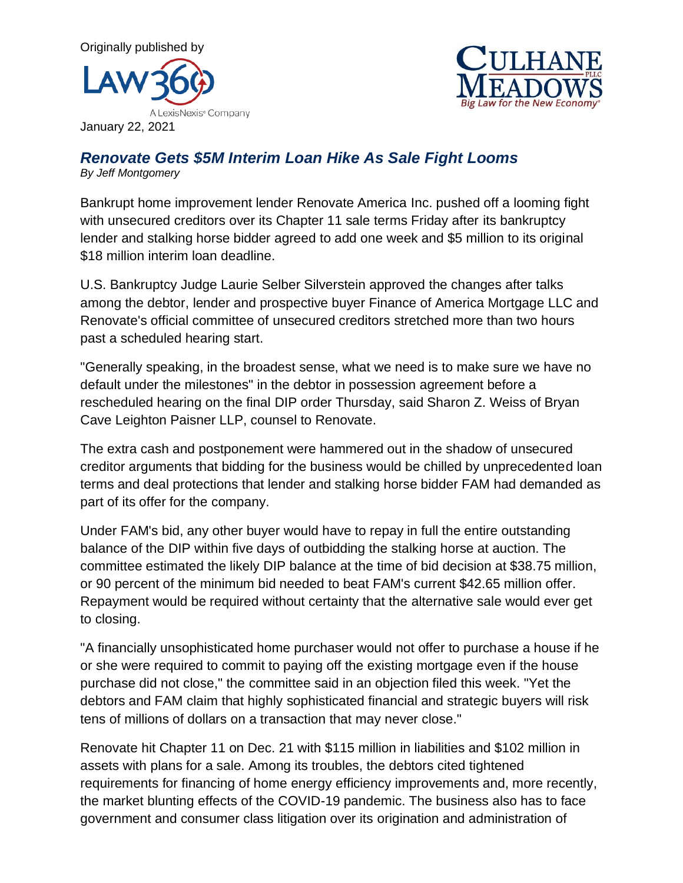Originally published by

January 22, 2021

## *Renovate Gets $5M Interim Loan Hike As Sale Fight Looms*

*By Jeff Montgomery*

Bankrupt home improvement lender Renovate America Inc. pushed off a looming fight with unsecured creditors over its Chapter 11 sale terms Friday after its bankruptcy lender and stalking horse bidder agreed to add one week and $5 million to its original $18 million interim loan deadline.

U.S. Bankruptcy Judge Laurie Selber Silverstein approved the changes after talks among the debtor, lender and prospective buyer Finance of America Mortgage LLC and Renovate's official committee of unsecured creditors stretched more than two hours past a scheduled hearing start.

"Generally speaking, in the broadest sense, what we need is to make sure we have no default under the milestones" in the debtor in possession agreement before a rescheduled hearing on the final DIP order Thursday, said Sharon Z. Weiss of Bryan Cave Leighton Paisner LLP, counsel to Renovate.

The extra cash and postponement were hammered out in the shadow of unsecured creditor arguments that bidding for the business would be chilled by unprecedented loan terms and deal protections that lender and stalking horse bidder FAM had demanded as part of its offer for the company.

Under FAM's bid, any other buyer would have to repay in full the entire outstanding balance of the DIP within five days of outbidding the stalking horse at auction. The committee estimated the likely DIP balance at the time of bid decision at $38.75 million, or 90 percent of the minimum bid needed to beat FAM's current $42.65 million offer. Repayment would be required without certainty that the alternative sale would ever get to closing.

"A financially unsophisticated home purchaser would not offer to purchase a house if he or she were required to commit to paying off the existing mortgage even if the house purchase did not close," the committee said in an objection filed this week. "Yet the debtors and FAM claim that highly sophisticated financial and strategic buyers will risk tens of millions of dollars on a transaction that may never close."

Renovate hit Chapter 11 on Dec. 21 with $115 million in liabilities and $102 million in assets with plans for a sale. Among its troubles, the debtors cited tightened requirements for financing of home energy efficiency improvements and, more recently, the market blunting effects of the COVID-19 pandemic. The business also has to face government and consumer class litigation over its origination and administration of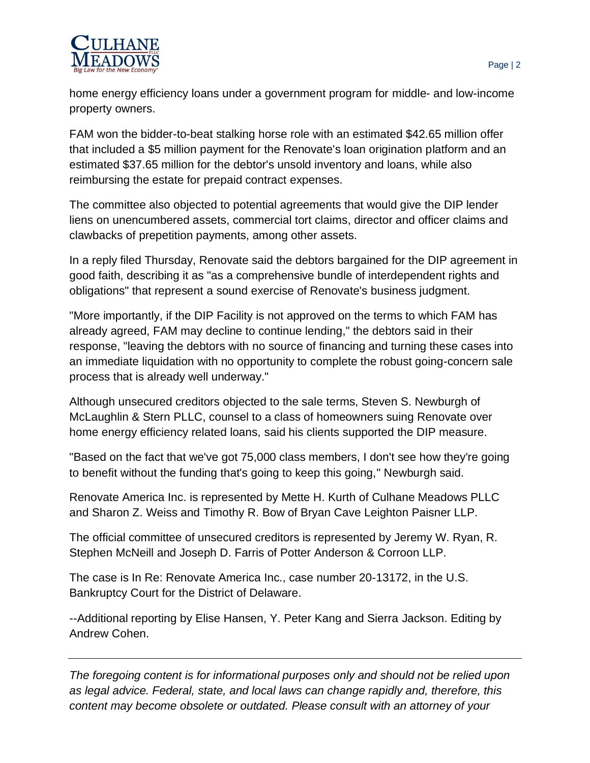home energy efficiency loans under a government program for middle- and low-income property owners.

FAM won the bidder-to-beat stalking horse role with an estimated $42.65 million offer that included a $5 million payment for the Renovate's loan origination platform and an estimated $37.65 million for the debtor's unsold inventory and loans, while also reimbursing the estate for prepaid contract expenses.

The committee also objected to potential agreements that would give the DIP lender liens on unencumbered assets, commercial tort claims, director and officer claims and clawbacks of prepetition payments, among other assets.

In a reply filed Thursday, Renovate said the debtors bargained for the DIP agreement in good faith, describing it as "as a comprehensive bundle of interdependent rights and obligations" that represent a sound exercise of Renovate's business judgment.

"More importantly, if the DIP Facility is not approved on the terms to which FAM has already agreed, FAM may decline to continue lending," the debtors said in their response, "leaving the debtors with no source of financing and turning these cases into an immediate liquidation with no opportunity to complete the robust going-concern sale process that is already well underway."

Although unsecured creditors objected to the sale terms, Steven S. Newburgh of McLaughlin & Stern PLLC, counsel to a class of homeowners suing Renovate over home energy efficiency related loans, said his clients supported the DIP measure.

"Based on the fact that we've got 75,000 class members, I don't see how they're going to benefit without the funding that's going to keep this going," Newburgh said.

Renovate America Inc. is represented by Mette H. Kurth of Culhane Meadows PLLC and Sharon Z. Weiss and Timothy R. Bow of Bryan Cave Leighton Paisner LLP.

The official committee of unsecured creditors is represented by Jeremy W. Ryan, R. Stephen McNeill and Joseph D. Farris of Potter Anderson & Corroon LLP.

The case is In Re: Renovate America Inc., case number 20-13172, in the U.S. Bankruptcy Court for the District of Delaware.

--Additional reporting by Elise Hansen, Y. Peter Kang and Sierra Jackson. Editing by Andrew Cohen.

---

*The foregoing content is for informational purposes only and should not be relied upon as legal advice. Federal, state, and local laws can change rapidly and, therefore, this content may become obsolete or outdated. Please consult with an attorney of your*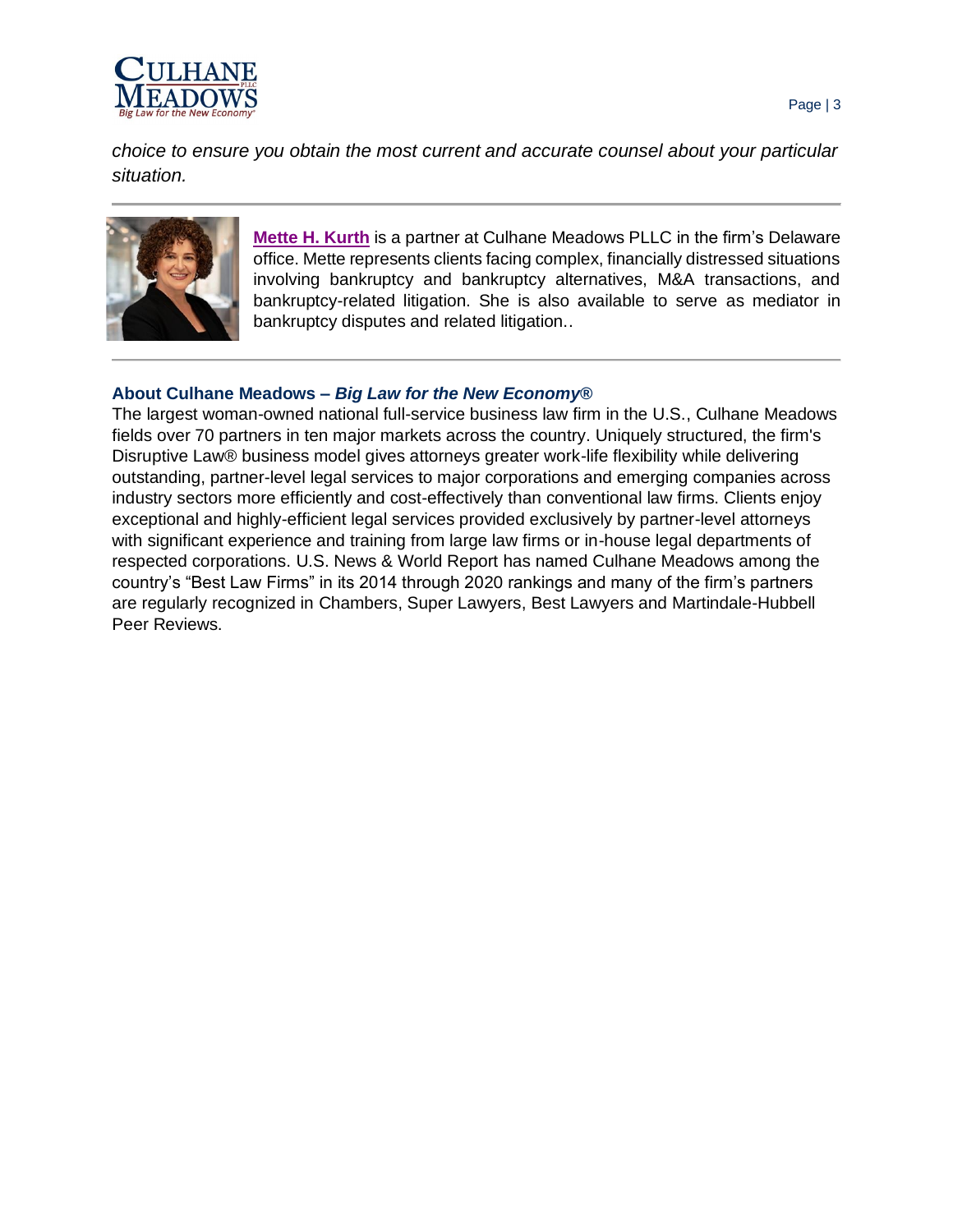*choice to ensure you obtain the most current and accurate counsel about your particular situation.*

---

**Mette H. Kurth** is a partner at Culhane Meadows PLLC in the firm's Delaware office. Mette represents clients facing complex, financially distressed situations involving bankruptcy and bankruptcy alternatives, M&A transactions, and bankruptcy-related litigation. She is also available to serve as mediator in bankruptcy disputes and related litigation..

---

**About Culhane Meadows – *Big Law for the New Economy®***

The largest woman-owned national full-service business law firm in the U.S., Culhane Meadows fields over 70 partners in ten major markets across the country. Uniquely structured, the firm's Disruptive Law® business model gives attorneys greater work-life flexibility while delivering outstanding, partner-level legal services to major corporations and emerging companies across industry sectors more efficiently and cost-effectively than conventional law firms. Clients enjoy exceptional and highly-efficient legal services provided exclusively by partner-level attorneys with significant experience and training from large law firms or in-house legal departments of respected corporations. U.S. News & World Report has named Culhane Meadows among the country's "Best Law Firms" in its 2014 through 2020 rankings and many of the firm's partners are regularly recognized in Chambers, Super Lawyers, Best Lawyers and Martindale-Hubbell Peer Reviews.